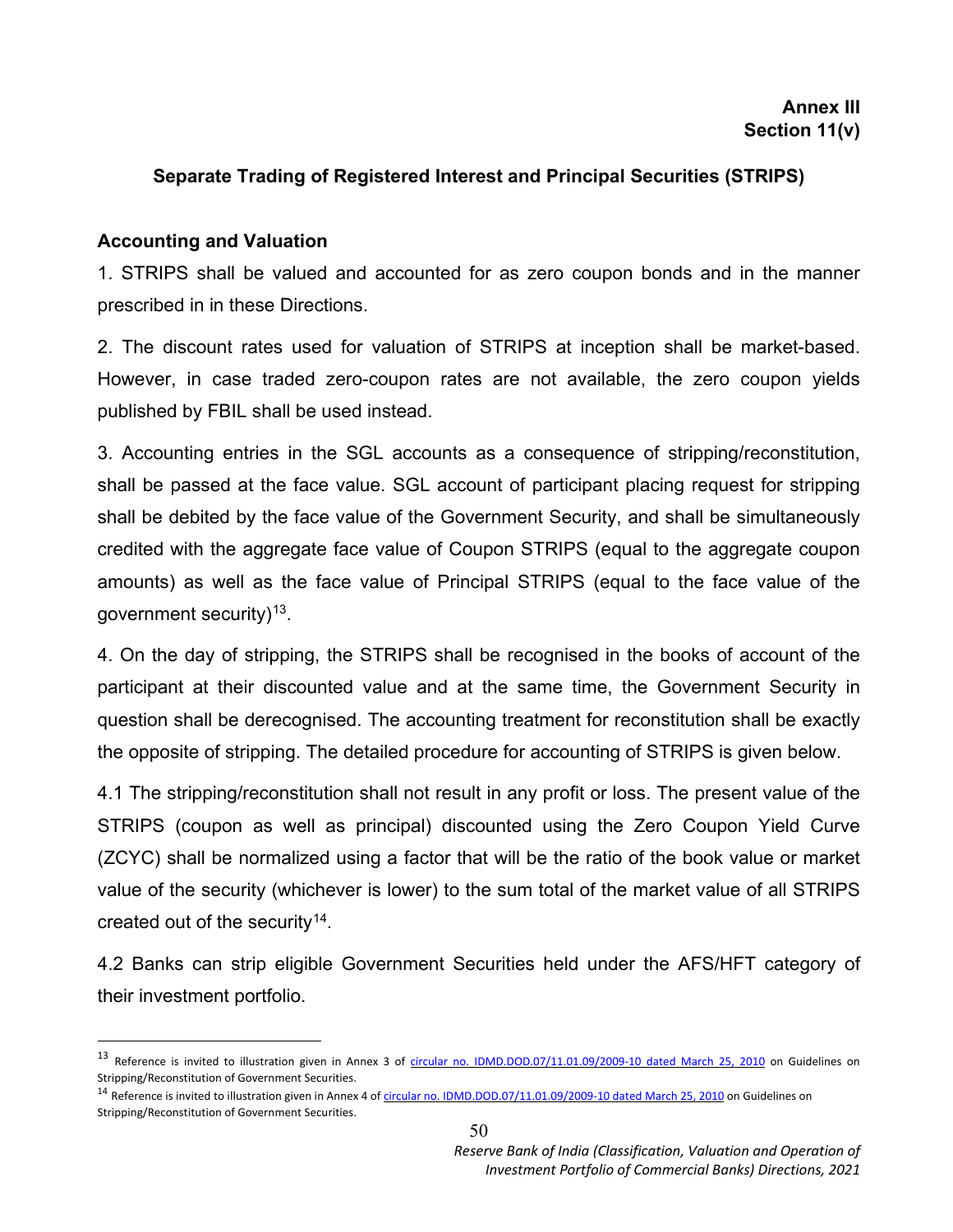**Annex III**
**Section 11(v)**

## Separate Trading of Registered Interest and Principal Securities (STRIPS)

### Accounting and Valuation

1. STRIPS shall be valued and accounted for as zero coupon bonds and in the manner prescribed in in these Directions.

2. The discount rates used for valuation of STRIPS at inception shall be market-based. However, in case traded zero-coupon rates are not available, the zero coupon yields published by FBIL shall be used instead.

3. Accounting entries in the SGL accounts as a consequence of stripping/reconstitution, shall be passed at the face value. SGL account of participant placing request for stripping shall be debited by the face value of the Government Security, and shall be simultaneously credited with the aggregate face value of Coupon STRIPS (equal to the aggregate coupon amounts) as well as the face value of Principal STRIPS (equal to the face value of the government security)[13].

4. On the day of stripping, the STRIPS shall be recognised in the books of account of the participant at their discounted value and at the same time, the Government Security in question shall be derecognised. The accounting treatment for reconstitution shall be exactly the opposite of stripping. The detailed procedure for accounting of STRIPS is given below.

4.1 The stripping/reconstitution shall not result in any profit or loss. The present value of the STRIPS (coupon as well as principal) discounted using the Zero Coupon Yield Curve (ZCYC) shall be normalized using a factor that will be the ratio of the book value or market value of the security (whichever is lower) to the sum total of the market value of all STRIPS created out of the security[14].

4.2 Banks can strip eligible Government Securities held under the AFS/HFT category of their investment portfolio.

---

[13] Reference is invited to illustration given in Annex 3 of circular no. IDMD.DOD.07/11.01.09/2009-10 dated March 25, 2010 on Guidelines on Stripping/Reconstitution of Government Securities.

[14] Reference is invited to illustration given in Annex 4 of circular no. IDMD.DOD.07/11.01.09/2009-10 dated March 25, 2010 on Guidelines on Stripping/Reconstitution of Government Securities.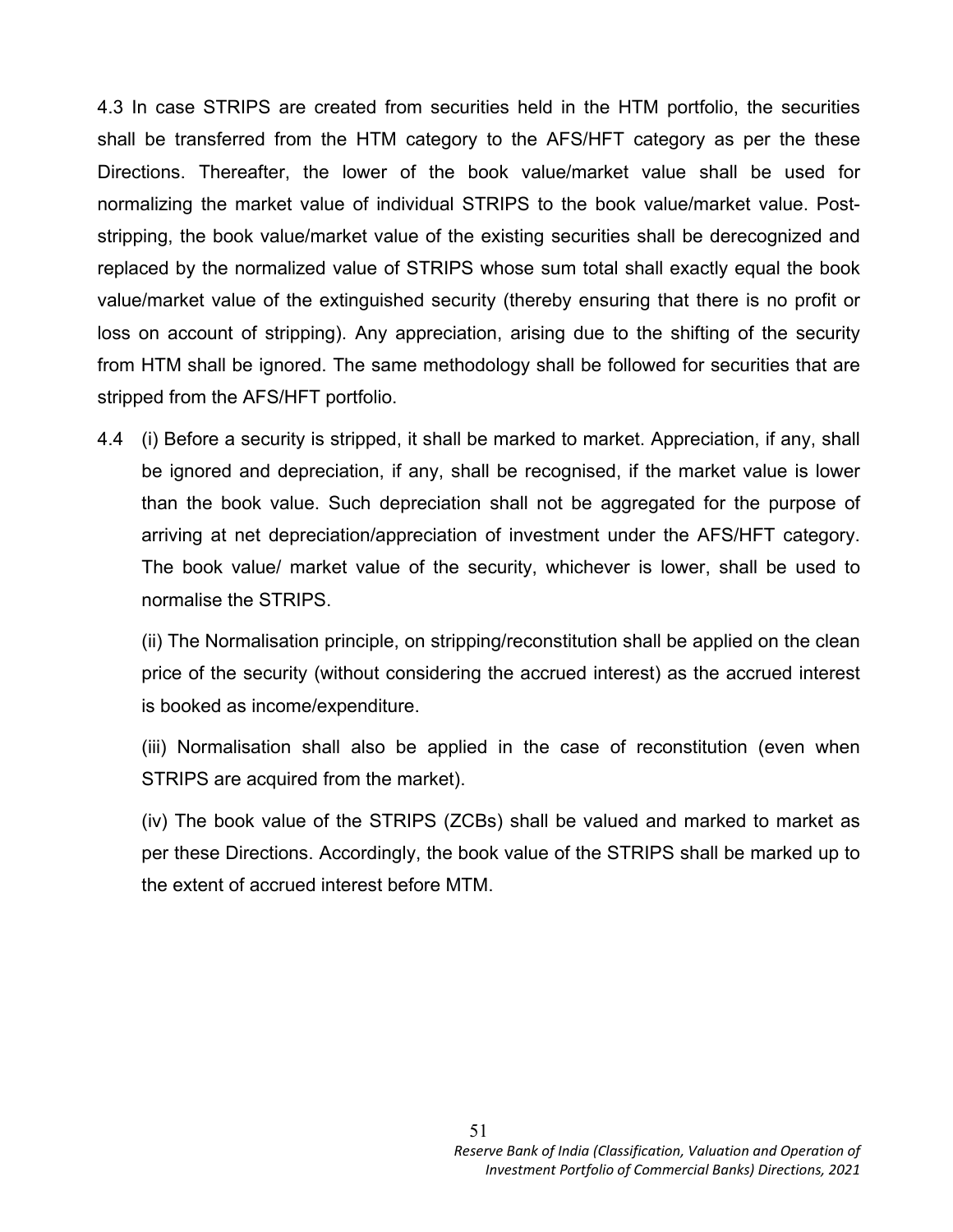4.3 In case STRIPS are created from securities held in the HTM portfolio, the securities shall be transferred from the HTM category to the AFS/HFT category as per the these Directions. Thereafter, the lower of the book value/market value shall be used for normalizing the market value of individual STRIPS to the book value/market value. Post-stripping, the book value/market value of the existing securities shall be derecognized and replaced by the normalized value of STRIPS whose sum total shall exactly equal the book value/market value of the extinguished security (thereby ensuring that there is no profit or loss on account of stripping). Any appreciation, arising due to the shifting of the security from HTM shall be ignored. The same methodology shall be followed for securities that are stripped from the AFS/HFT portfolio.

4.4 (i) Before a security is stripped, it shall be marked to market. Appreciation, if any, shall be ignored and depreciation, if any, shall be recognised, if the market value is lower than the book value. Such depreciation shall not be aggregated for the purpose of arriving at net depreciation/appreciation of investment under the AFS/HFT category. The book value/ market value of the security, whichever is lower, shall be used to normalise the STRIPS.

(ii) The Normalisation principle, on stripping/reconstitution shall be applied on the clean price of the security (without considering the accrued interest) as the accrued interest is booked as income/expenditure.

(iii) Normalisation shall also be applied in the case of reconstitution (even when STRIPS are acquired from the market).

(iv) The book value of the STRIPS (ZCBs) shall be valued and marked to market as per these Directions. Accordingly, the book value of the STRIPS shall be marked up to the extent of accrued interest before MTM.